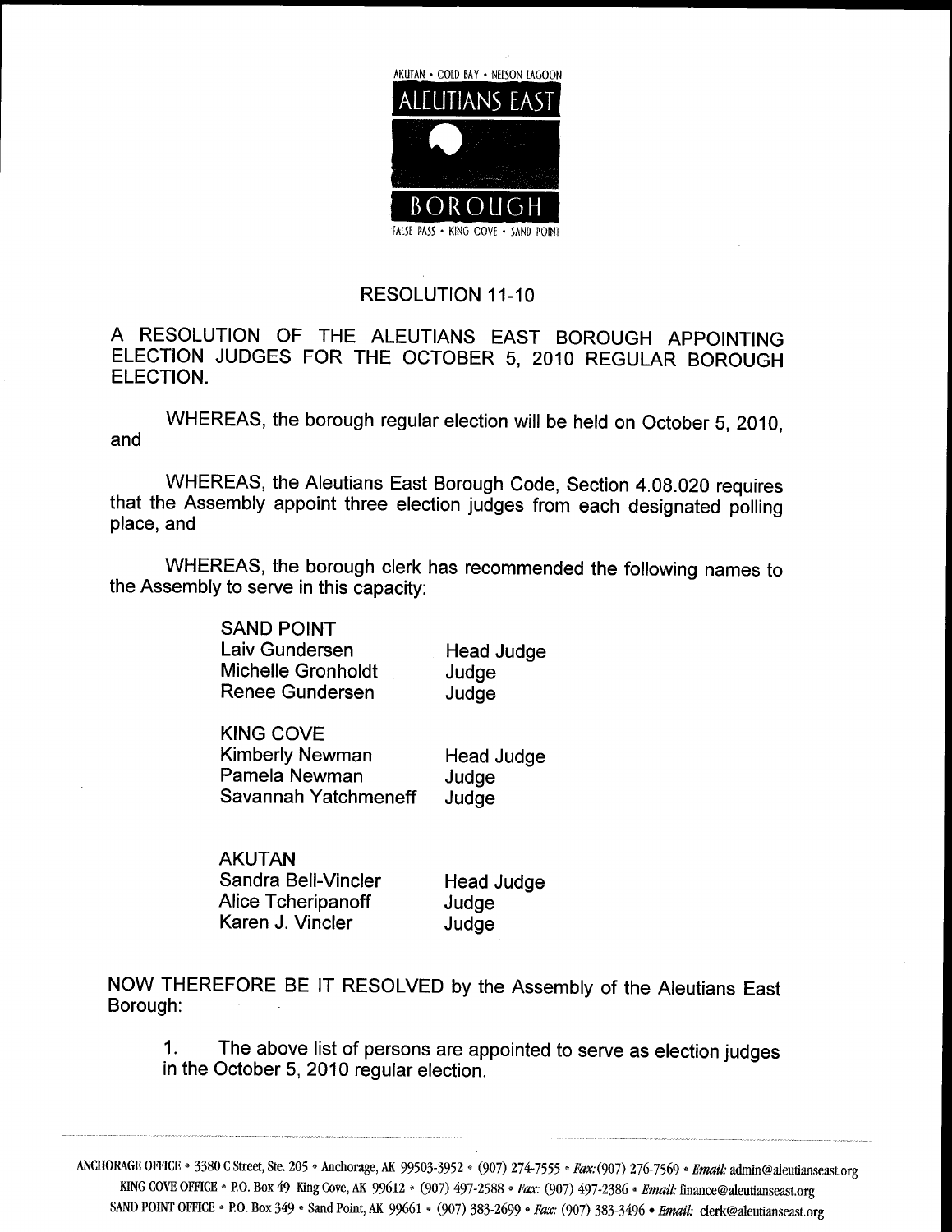AKUTAN • COLD BAY • NELSON LAGOON

ALEUTIANS EAST BOROUGH

FALSE PASS • KING COVE • SAND POINT

## RESOLUTION 11-10

A RESOLUTION OF THE ALEUTIANS EAST BOROUGH APPOINTING ELECTION JUDGES FOR THE OCTOBER 5, 2010 REGULAR BOROUGH ELECTION.

WHEREAS, the borough regular election will be held on October 5, 2010, and

WHEREAS, the Aleutians East Borough Code, Section 4.08.020 requires that the Assembly appoint three election judges from each designated polling place, and

WHEREAS, the borough clerk has recommended the following names to the Assembly to serve in this capacity:

SAND POINT

| | |
|---|---|
| Laiv Gundersen | Head Judge |
| Michelle Gronholdt | Judge |
| Renee Gundersen | Judge |

KING COVE

| | |
|---|---|
| Kimberly Newman | Head Judge |
| Pamela Newman | Judge |
| Savannah Yatchmeneff | Judge |

AKUTAN

| | |
|---|---|
| Sandra Bell-Vincler | Head Judge |
| Alice Tcheripanoff | Judge |
| Karen J. Vincler | Judge |

NOW THEREFORE BE IT RESOLVED by the Assembly of the Aleutians East Borough:

1. The above list of persons are appointed to serve as election judges in the October 5, 2010 regular election.

ANCHORAGE OFFICE • 3380 C Street, Ste. 205 • Anchorage, AK 99503-3952 • (907) 274-7555 • *Fax:* (907) 276-7569 • *Email:* admin@aleutianseast.org
KING COVE OFFICE • P.O. Box 49 King Cove, AK 99612 • (907) 497-2588 • *Fax:* (907) 497-2386 • *Email:* finance@aleutianseast.org
SAND POINT OFFICE • P.O. Box 349 • Sand Point, AK 99661 • (907) 383-2699 • *Fax:* (907) 383-3496 • *Email:* clerk@aleutianseast.org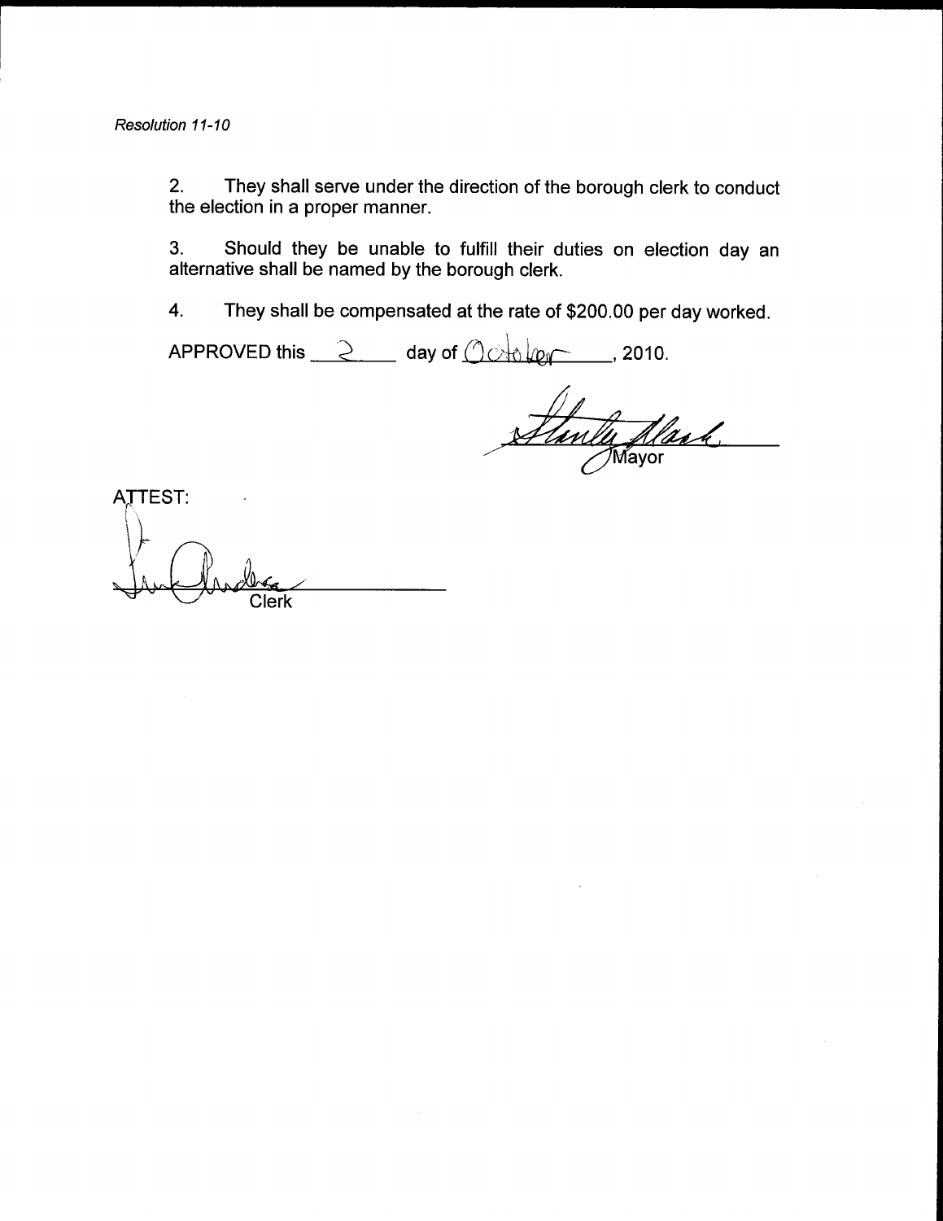*Resolution 11-10*

2. They shall serve under the direction of the borough clerk to conduct the election in a proper manner.

3. Should they be unable to fulfill their duties on election day an alternative shall be named by the borough clerk.

4. They shall be compensated at the rate of $200.00 per day worked.

APPROVED this 2 day of October, 2010.

Mayor

ATTEST:

Clerk